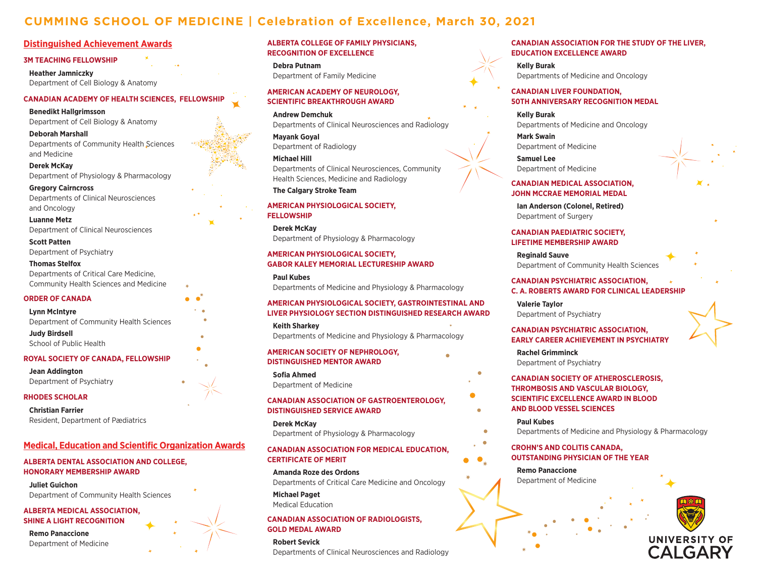# CUMMING SCHOOL OF MEDICINE | Celebration of Excellence, March 30, 2021

## Distinguished Achievement Awards

### 3M TEACHING FELLOWSHIP

**Heather Jamniczky**
Department of Cell Biology & Anatomy

### CANADIAN ACADEMY OF HEALTH SCIENCES, FELLOWSHIP

**Benedikt Hallgrimsson**
Department of Cell Biology & Anatomy

**Deborah Marshall**
Departments of Community Health Sciences and Medicine

**Derek McKay**
Department of Physiology & Pharmacology

**Gregory Cairncross**
Departments of Clinical Neurosciences and Oncology

**Luanne Metz**
Department of Clinical Neurosciences

**Scott Patten**
Department of Psychiatry

**Thomas Stelfox**
Departments of Critical Care Medicine, Community Health Sciences and Medicine

### ORDER OF CANADA

**Lynn McIntyre**
Department of Community Health Sciences

**Judy Birdsell**
School of Public Health

### ROYAL SOCIETY OF CANADA, FELLOWSHIP

**Jean Addington**
Department of Psychiatry

### RHODES SCHOLAR

**Christian Farrier**
Resident, Department of Pædiatrics

## Medical, Education and Scientific Organization Awards

### ALBERTA DENTAL ASSOCIATION AND COLLEGE, HONORARY MEMBERSHIP AWARD

**Juliet Guichon**
Department of Community Health Sciences

### ALBERTA MEDICAL ASSOCIATION, SHINE A LIGHT RECOGNITION

**Remo Panaccione**
Department of Medicine

### ALBERTA COLLEGE OF FAMILY PHYSICIANS, RECOGNITION OF EXCELLENCE

**Debra Putnam**
Department of Family Medicine

### AMERICAN ACADEMY OF NEUROLOGY, SCIENTIFIC BREAKTHROUGH AWARD

**Andrew Demchuk**
Departments of Clinical Neurosciences and Radiology

**Mayank Goyal**
Department of Radiology

**Michael Hill**
Departments of Clinical Neurosciences, Community Health Sciences, Medicine and Radiology

**The Calgary Stroke Team**

### AMERICAN PHYSIOLOGICAL SOCIETY, FELLOWSHIP

**Derek McKay**
Department of Physiology & Pharmacology

### AMERICAN PHYSIOLOGICAL SOCIETY, GABOR KALEY MEMORIAL LECTURESHIP AWARD

**Paul Kubes**
Departments of Medicine and Physiology & Pharmacology

### AMERICAN PHYSIOLOGICAL SOCIETY, GASTROINTESTINAL AND LIVER PHYSIOLOGY SECTION DISTINGUISHED RESEARCH AWARD

**Keith Sharkey**
Departments of Medicine and Physiology & Pharmacology

### AMERICAN SOCIETY OF NEPHROLOGY, DISTINGUISHED MENTOR AWARD

**Sofia Ahmed**
Department of Medicine

### CANADIAN ASSOCIATION OF GASTROENTEROLOGY, DISTINGUISHED SERVICE AWARD

**Derek McKay**
Department of Physiology & Pharmacology

### CANADIAN ASSOCIATION FOR MEDICAL EDUCATION, CERTIFICATE OF MERIT

**Amanda Roze des Ordons**
Departments of Critical Care Medicine and Oncology

**Michael Paget**
Medical Education

### CANADIAN ASSOCIATION OF RADIOLOGISTS, GOLD MEDAL AWARD

**Robert Sevick**
Departments of Clinical Neurosciences and Radiology

### CANADIAN ASSOCIATION FOR THE STUDY OF THE LIVER, EDUCATION EXCELLENCE AWARD

**Kelly Burak**
Departments of Medicine and Oncology

### CANADIAN LIVER FOUNDATION, 50TH ANNIVERSARY RECOGNITION MEDAL

**Kelly Burak**
Departments of Medicine and Oncology

**Mark Swain**
Department of Medicine

**Samuel Lee**
Department of Medicine

### CANADIAN MEDICAL ASSOCIATION, JOHN MCCRAE MEMORIAL MEDAL

**Ian Anderson (Colonel, Retired)**
Department of Surgery

### CANADIAN PAEDIATRIC SOCIETY, LIFETIME MEMBERSHIP AWARD

**Reginald Sauve**
Department of Community Health Sciences

### CANADIAN PSYCHIATRIC ASSOCIATION, C. A. ROBERTS AWARD FOR CLINICAL LEADERSHIP

**Valerie Taylor**
Department of Psychiatry

### CANADIAN PSYCHIATRIC ASSOCIATION, EARLY CAREER ACHIEVEMENT IN PSYCHIATRY

**Rachel Grimminck**
Department of Psychiatry

### CANADIAN SOCIETY OF ATHEROSCLEROSIS, THROMBOSIS AND VASCULAR BIOLOGY, SCIENTIFIC EXCELLENCE AWARD IN BLOOD AND BLOOD VESSEL SCIENCES

**Paul Kubes**
Departments of Medicine and Physiology & Pharmacology

### CROHN'S AND COLITIS CANADA, OUTSTANDING PHYSICIAN OF THE YEAR

**Remo Panaccione**
Department of Medicine

UNIVERSITY OF CALGARY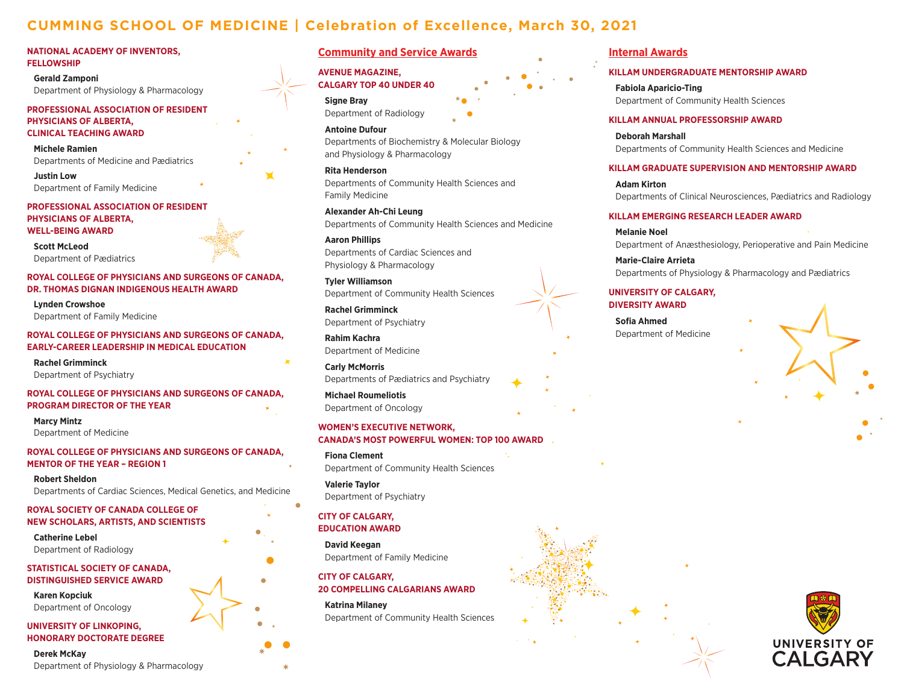# CUMMING SCHOOL OF MEDICINE | Celebration of Excellence, March 30, 2021

### NATIONAL ACADEMY OF INVENTORS, FELLOWSHIP

**Gerald Zamponi**
Department of Physiology & Pharmacology

### PROFESSIONAL ASSOCIATION OF RESIDENT PHYSICIANS OF ALBERTA, CLINICAL TEACHING AWARD

**Michele Ramien**
Departments of Medicine and Pædiatrics

**Justin Low**
Department of Family Medicine

### PROFESSIONAL ASSOCIATION OF RESIDENT PHYSICIANS OF ALBERTA, WELL-BEING AWARD

**Scott McLeod**
Department of Pædiatrics

### ROYAL COLLEGE OF PHYSICIANS AND SURGEONS OF CANADA, DR. THOMAS DIGNAN INDIGENOUS HEALTH AWARD

**Lynden Crowshoe**
Department of Family Medicine

### ROYAL COLLEGE OF PHYSICIANS AND SURGEONS OF CANADA, EARLY-CAREER LEADERSHIP IN MEDICAL EDUCATION

**Rachel Grimminck**
Department of Psychiatry

### ROYAL COLLEGE OF PHYSICIANS AND SURGEONS OF CANADA, PROGRAM DIRECTOR OF THE YEAR

**Marcy Mintz**
Department of Medicine

### ROYAL COLLEGE OF PHYSICIANS AND SURGEONS OF CANADA, MENTOR OF THE YEAR – REGION 1

**Robert Sheldon**
Departments of Cardiac Sciences, Medical Genetics, and Medicine

### ROYAL SOCIETY OF CANADA COLLEGE OF NEW SCHOLARS, ARTISTS, AND SCIENTISTS

**Catherine Lebel**
Department of Radiology

### STATISTICAL SOCIETY OF CANADA, DISTINGUISHED SERVICE AWARD

**Karen Kopciuk**
Department of Oncology

### UNIVERSITY OF LINKOPING, HONORARY DOCTORATE DEGREE

**Derek McKay**
Department of Physiology & Pharmacology

## Community and Service Awards

### AVENUE MAGAZINE, CALGARY TOP 40 UNDER 40

**Signe Bray**
Department of Radiology

**Antoine Dufour**
Departments of Biochemistry & Molecular Biology and Physiology & Pharmacology

**Rita Henderson**
Departments of Community Health Sciences and Family Medicine

**Alexander Ah-Chi Leung**
Departments of Community Health Sciences and Medicine

**Aaron Phillips**
Departments of Cardiac Sciences and Physiology & Pharmacology

**Tyler Williamson**
Department of Community Health Sciences

**Rachel Grimminck**
Department of Psychiatry

**Rahim Kachra**
Department of Medicine

**Carly McMorris**
Departments of Pædiatrics and Psychiatry

**Michael Roumeliotis**
Department of Oncology

### WOMEN'S EXECUTIVE NETWORK, CANADA'S MOST POWERFUL WOMEN: TOP 100 AWARD

**Fiona Clement**
Department of Community Health Sciences

**Valerie Taylor**
Department of Psychiatry

### CITY OF CALGARY, EDUCATION AWARD

**David Keegan**
Department of Family Medicine

### CITY OF CALGARY, 20 COMPELLING CALGARIANS AWARD

**Katrina Milaney**
Department of Community Health Sciences

## Internal Awards

### KILLAM UNDERGRADUATE MENTORSHIP AWARD

**Fabiola Aparicio-Ting**
Department of Community Health Sciences

### KILLAM ANNUAL PROFESSORSHIP AWARD

**Deborah Marshall**
Departments of Community Health Sciences and Medicine

### KILLAM GRADUATE SUPERVISION AND MENTORSHIP AWARD

**Adam Kirton**
Departments of Clinical Neurosciences, Pædiatrics and Radiology

### KILLAM EMERGING RESEARCH LEADER AWARD

**Melanie Noel**
Department of Anæsthesiology, Perioperative and Pain Medicine

**Marie-Claire Arrieta**
Departments of Physiology & Pharmacology and Pædiatrics

### UNIVERSITY OF CALGARY, DIVERSITY AWARD

**Sofia Ahmed**
Department of Medicine

UNIVERSITY OF CALGARY